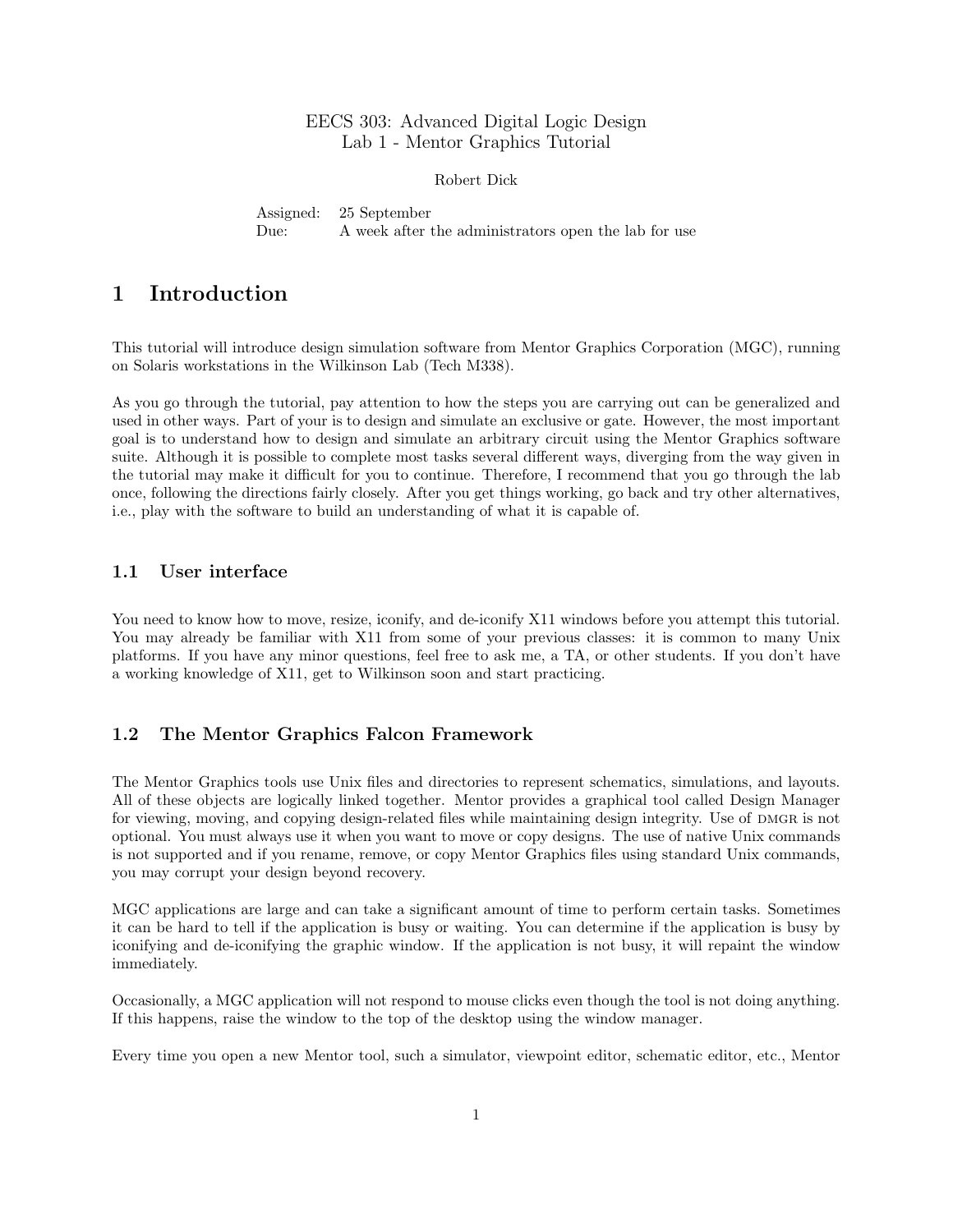# EECS 303: Advanced Digital Logic Design
## Lab 1 - Mentor Graphics Tutorial

Robert Dick

| | |
|---|---|
| Assigned: | 25 September |
| Due: | A week after the administrators open the lab for use |

# 1 Introduction

This tutorial will introduce design simulation software from Mentor Graphics Corporation (MGC), running on Solaris workstations in the Wilkinson Lab (Tech M338).

As you go through the tutorial, pay attention to how the steps you are carrying out can be generalized and used in other ways. Part of your is to design and simulate an exclusive or gate. However, the most important goal is to understand how to design and simulate an arbitrary circuit using the Mentor Graphics software suite. Although it is possible to complete most tasks several different ways, diverging from the way given in the tutorial may make it difficult for you to continue. Therefore, I recommend that you go through the lab once, following the directions fairly closely. After you get things working, go back and try other alternatives, i.e., play with the software to build an understanding of what it is capable of.

## 1.1 User interface

You need to know how to move, resize, iconify, and de-iconify X11 windows before you attempt this tutorial. You may already be familiar with X11 from some of your previous classes: it is common to many Unix platforms. If you have any minor questions, feel free to ask me, a TA, or other students. If you don't have a working knowledge of X11, get to Wilkinson soon and start practicing.

## 1.2 The Mentor Graphics Falcon Framework

The Mentor Graphics tools use Unix files and directories to represent schematics, simulations, and layouts. All of these objects are logically linked together. Mentor provides a graphical tool called Design Manager for viewing, moving, and copying design-related files while maintaining design integrity. Use of DMGR is not optional. You must always use it when you want to move or copy designs. The use of native Unix commands is not supported and if you rename, remove, or copy Mentor Graphics files using standard Unix commands, you may corrupt your design beyond recovery.

MGC applications are large and can take a significant amount of time to perform certain tasks. Sometimes it can be hard to tell if the application is busy or waiting. You can determine if the application is busy by iconifying and de-iconifying the graphic window. If the application is not busy, it will repaint the window immediately.

Occasionally, a MGC application will not respond to mouse clicks even though the tool is not doing anything. If this happens, raise the window to the top of the desktop using the window manager.

Every time you open a new Mentor tool, such a simulator, viewpoint editor, schematic editor, etc., Mentor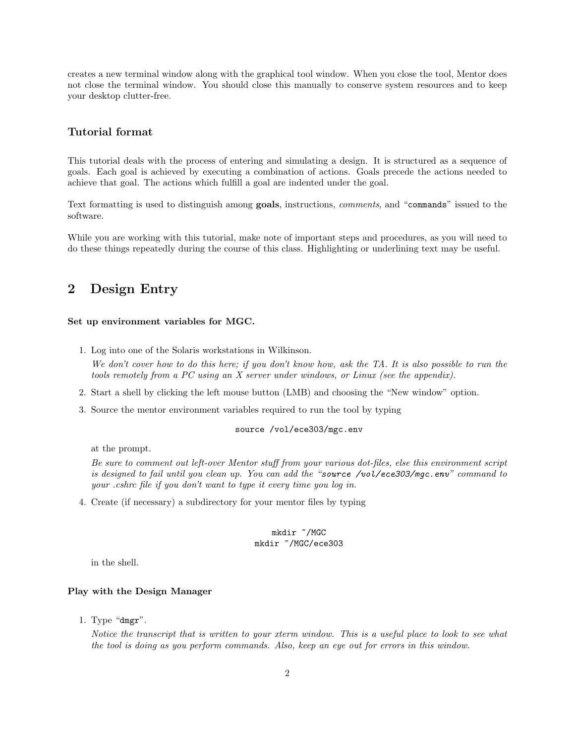creates a new terminal window along with the graphical tool window. When you close the tool, Mentor does not close the terminal window. You should close this manually to conserve system resources and to keep your desktop clutter-free.

### Tutorial format

This tutorial deals with the process of entering and simulating a design. It is structured as a sequence of goals. Each goal is achieved by executing a combination of actions. Goals precede the actions needed to achieve that goal. The actions which fulfill a goal are indented under the goal.

Text formatting is used to distinguish among **goals**, instructions, *comments*, and "`commands`" issued to the software.

While you are working with this tutorial, make note of important steps and procedures, as you will need to do these things repeatedly during the course of this class. Highlighting or underlining text may be useful.

## 2 Design Entry

**Set up environment variables for MGC.**

1. Log into one of the Solaris workstations in Wilkinson.

   *We don't cover how to do this here; if you don't know how, ask the TA. It is also possible to run the tools remotely from a PC using an X server under windows, or Linux (see the appendix).*

2. Start a shell by clicking the left mouse button (LMB) and choosing the "New window" option.

3. Source the mentor environment variables required to run the tool by typing

   ```
   source /vol/ece303/mgc.env
   ```

   at the prompt.

   *Be sure to comment out left-over Mentor stuff from your various dot-files, else this environment script is designed to fail until you clean up. You can add the "`source /vol/ece303/mgc.env`" command to your .cshrc file if you don't want to type it every time you log in.*

4. Create (if necessary) a subdirectory for your mentor files by typing

   ```
   mkdir ~/MGC
   mkdir ~/MGC/ece303
   ```

   in the shell.

**Play with the Design Manager**

1. Type "`dmgr`".

   *Notice the transcript that is written to your xterm window. This is a useful place to look to see what the tool is doing as you perform commands. Also, keep an eye out for errors in this window.*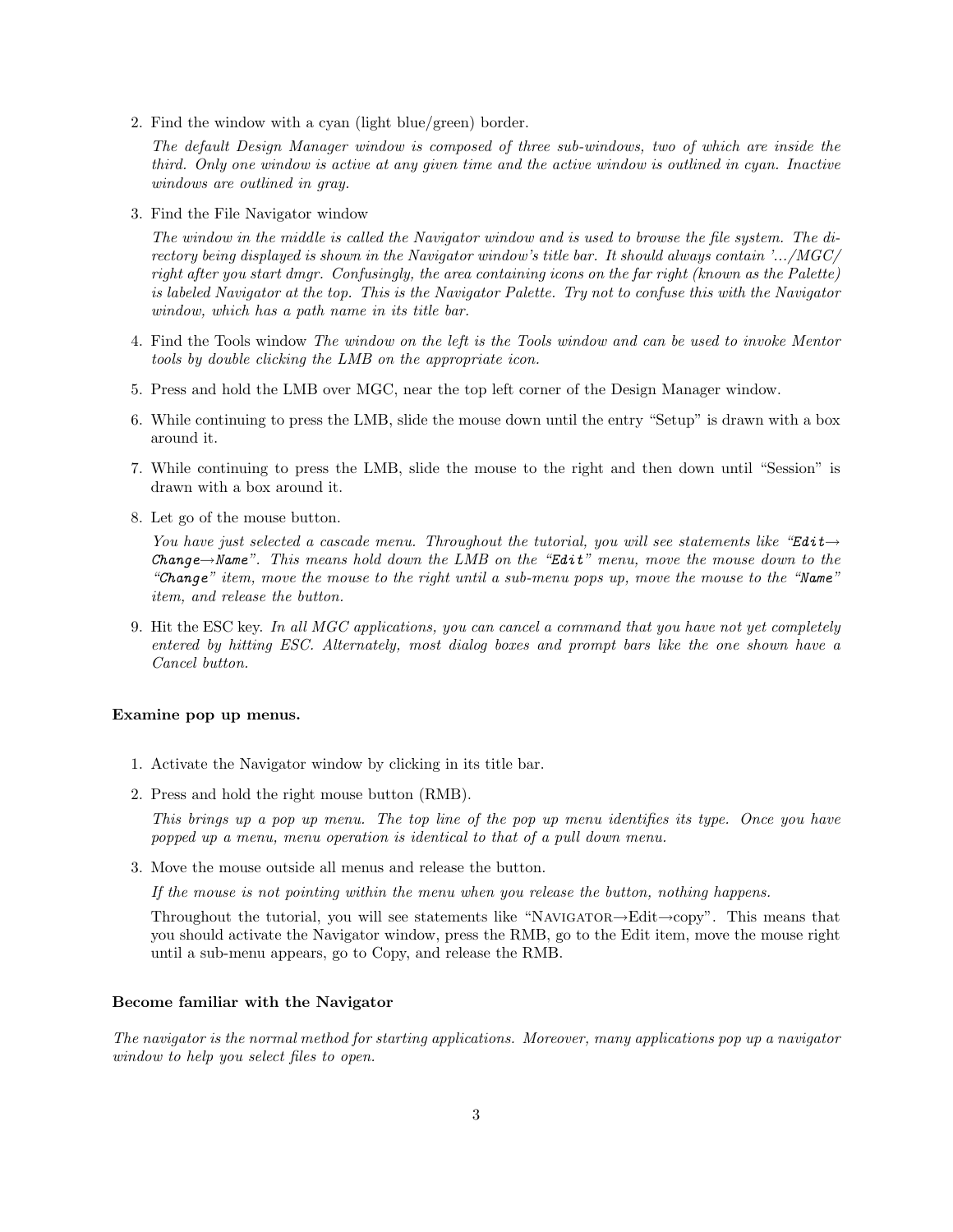2. Find the window with a cyan (light blue/green) border.

   *The default Design Manager window is composed of three sub-windows, two of which are inside the third. Only one window is active at any given time and the active window is outlined in cyan. Inactive windows are outlined in gray.*

3. Find the File Navigator window

   *The window in the middle is called the Navigator window and is used to browse the file system. The directory being displayed is shown in the Navigator window's title bar. It should always contain '.../MGC/ right after you start dmgr. Confusingly, the area containing icons on the far right (known as the Palette) is labeled Navigator at the top. This is the Navigator Palette. Try not to confuse this with the Navigator window, which has a path name in its title bar.*

4. Find the Tools window *The window on the left is the Tools window and can be used to invoke Mentor tools by double clicking the LMB on the appropriate icon.*

5. Press and hold the LMB over MGC, near the top left corner of the Design Manager window.

6. While continuing to press the LMB, slide the mouse down until the entry "Setup" is drawn with a box around it.

7. While continuing to press the LMB, slide the mouse to the right and then down until "Session" is drawn with a box around it.

8. Let go of the mouse button.

   *You have just selected a cascade menu. Throughout the tutorial, you will see statements like "`Edit`→`Change`→`Name`". This means hold down the LMB on the "`Edit`" menu, move the mouse down to the "`Change`" item, move the mouse to the right until a sub-menu pops up, move the mouse to the "`Name`" item, and release the button.*

9. Hit the ESC key. *In all MGC applications, you can cancel a command that you have not yet completely entered by hitting ESC. Alternately, most dialog boxes and prompt bars like the one shown have a Cancel button.*

**Examine pop up menus.**

1. Activate the Navigator window by clicking in its title bar.

2. Press and hold the right mouse button (RMB).

   *This brings up a pop up menu. The top line of the pop up menu identifies its type. Once you have popped up a menu, menu operation is identical to that of a pull down menu.*

3. Move the mouse outside all menus and release the button.

   *If the mouse is not pointing within the menu when you release the button, nothing happens.*

   Throughout the tutorial, you will see statements like "NAVIGATOR→Edit→copy". This means that you should activate the Navigator window, press the RMB, go to the Edit item, move the mouse right until a sub-menu appears, go to Copy, and release the RMB.

**Become familiar with the Navigator**

*The navigator is the normal method for starting applications. Moreover, many applications pop up a navigator window to help you select files to open.*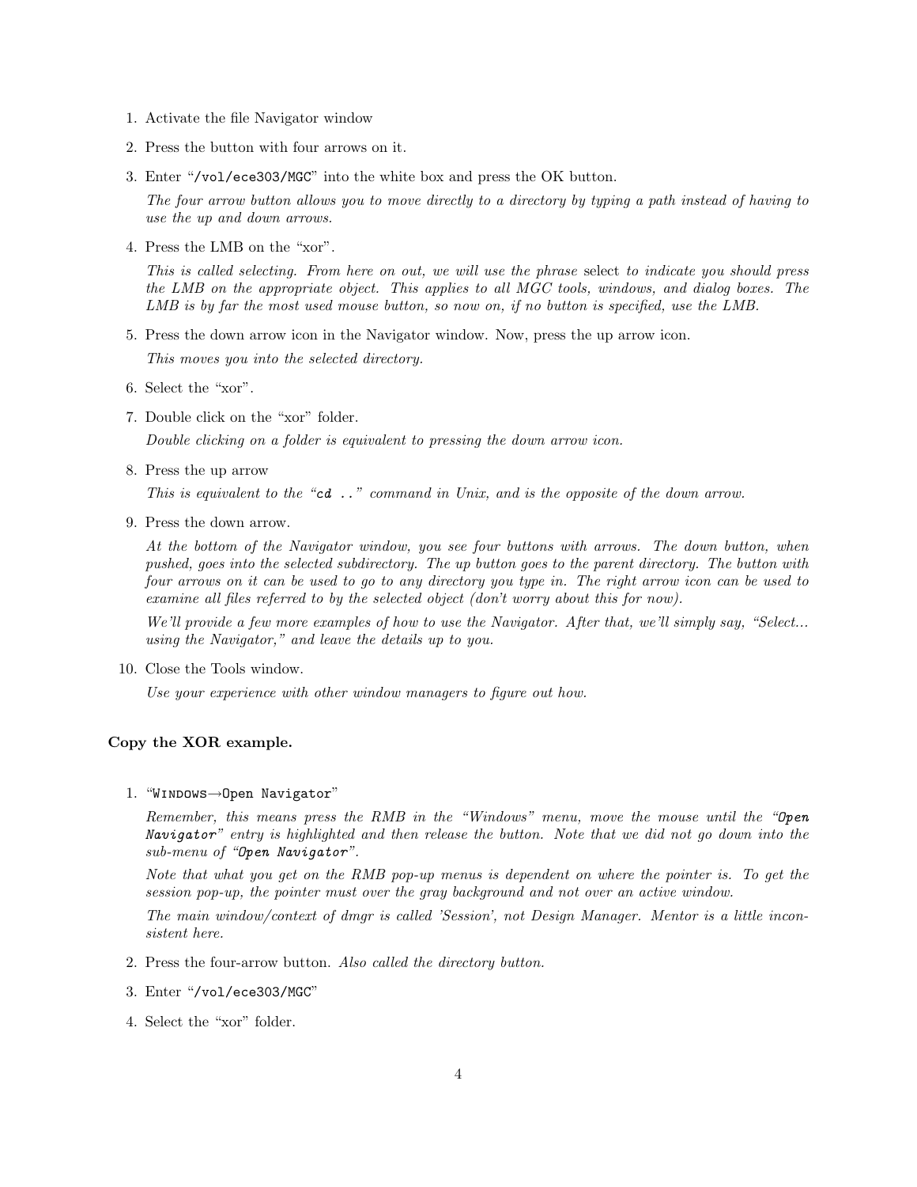1. Activate the file Navigator window
2. Press the button with four arrows on it.
3. Enter "`/vol/ece303/MGC`" into the white box and press the OK button.

   *The four arrow button allows you to move directly to a directory by typing a path instead of having to use the up and down arrows.*

4. Press the LMB on the "xor".

   *This is called selecting. From here on out, we will use the phrase* select *to indicate you should press the LMB on the appropriate object. This applies to all MGC tools, windows, and dialog boxes. The LMB is by far the most used mouse button, so now on, if no button is specified, use the LMB.*

5. Press the down arrow icon in the Navigator window. Now, press the up arrow icon.

   *This moves you into the selected directory.*

6. Select the "xor".
7. Double click on the "xor" folder.

   *Double clicking on a folder is equivalent to pressing the down arrow icon.*

8. Press the up arrow

   *This is equivalent to the "`cd ..`" command in Unix, and is the opposite of the down arrow.*

9. Press the down arrow.

   *At the bottom of the Navigator window, you see four buttons with arrows. The down button, when pushed, goes into the selected subdirectory. The up button goes to the parent directory. The button with four arrows on it can be used to go to any directory you type in. The right arrow icon can be used to examine all files referred to by the selected object (don't worry about this for now).*

   *We'll provide a few more examples of how to use the Navigator. After that, we'll simply say, "Select... using the Navigator," and leave the details up to you.*

10. Close the Tools window.

    *Use your experience with other window managers to figure out how.*

**Copy the XOR example.**

1. "WINDOWS→`Open Navigator`"

   *Remember, this means press the RMB in the "Windows" menu, move the mouse until the "`Open Navigator`" entry is highlighted and then release the button. Note that we did not go down into the sub-menu of "`Open Navigator`".*

   *Note that what you get on the RMB pop-up menus is dependent on where the pointer is. To get the session pop-up, the pointer must over the gray background and not over an active window.*

   *The main window/context of dmgr is called 'Session', not Design Manager. Mentor is a little inconsistent here.*

2. Press the four-arrow button. *Also called the directory button.*
3. Enter "`/vol/ece303/MGC`"
4. Select the "xor" folder.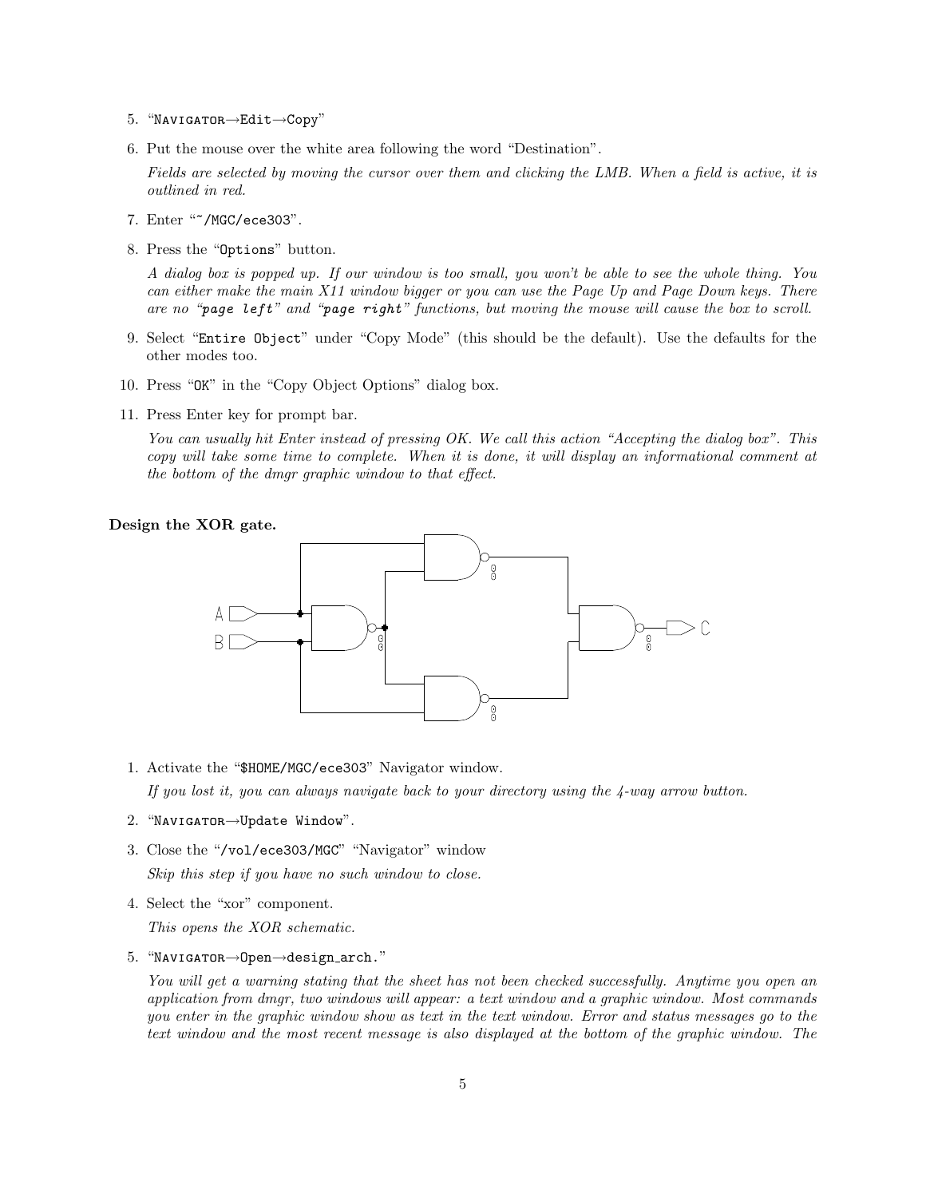5. "NAVIGATOR→Edit→Copy"

6. Put the mouse over the white area following the word "Destination".

   *Fields are selected by moving the cursor over them and clicking the LMB. When a field is active, it is outlined in red.*

7. Enter "~/MGC/ece303".

8. Press the "Options" button.

   *A dialog box is popped up. If our window is too small, you won't be able to see the whole thing. You can either make the main X11 window bigger or you can use the Page Up and Page Down keys. There are no "page left" and "page right" functions, but moving the mouse will cause the box to scroll.*

9. Select "Entire Object" under "Copy Mode" (this should be the default). Use the defaults for the other modes too.

10. Press "OK" in the "Copy Object Options" dialog box.

11. Press Enter key for prompt bar.

    *You can usually hit Enter instead of pressing OK. We call this action "Accepting the dialog box". This copy will take some time to complete. When it is done, it will display an informational comment at the bottom of the dmgr graphic window to that effect.*

**Design the XOR gate.**

1. Activate the "$HOME/MGC/ece303" Navigator window.

   *If you lost it, you can always navigate back to your directory using the 4-way arrow button.*

2. "NAVIGATOR→Update Window".

3. Close the "/vol/ece303/MGC" "Navigator" window

   *Skip this step if you have no such window to close.*

4. Select the "xor" component.

   *This opens the XOR schematic.*

5. "NAVIGATOR→Open→design_arch."

   *You will get a warning stating that the sheet has not been checked successfully. Anytime you open an application from dmgr, two windows will appear: a text window and a graphic window. Most commands you enter in the graphic window show as text in the text window. Error and status messages go to the text window and the most recent message is also displayed at the bottom of the graphic window. The*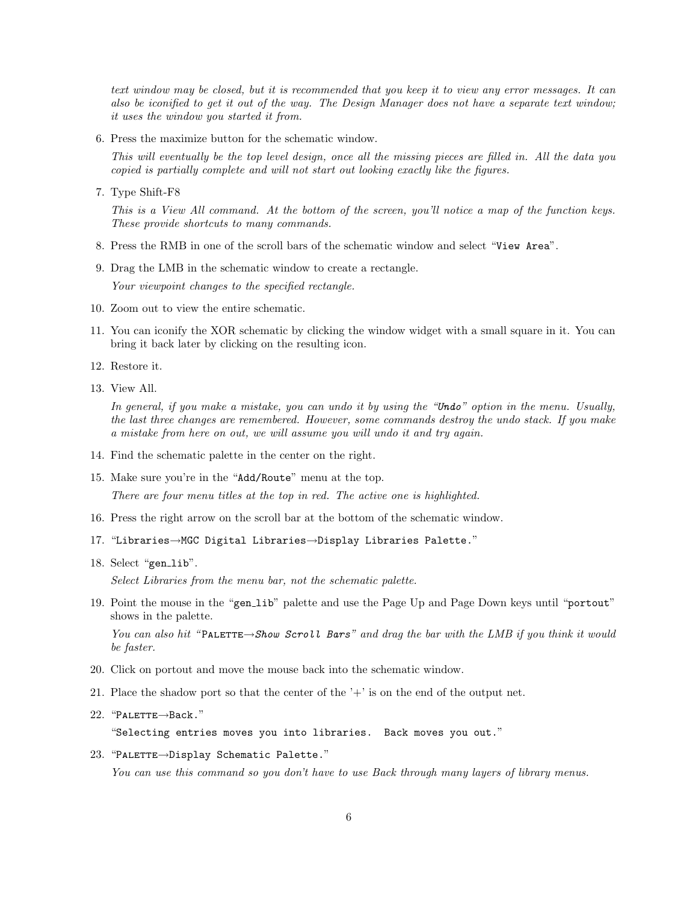*text window may be closed, but it is recommended that you keep it to view any error messages. It can also be iconified to get it out of the way. The Design Manager does not have a separate text window; it uses the window you started it from.*

6. Press the maximize button for the schematic window.

   *This will eventually be the top level design, once all the missing pieces are filled in. All the data you copied is partially complete and will not start out looking exactly like the figures.*

7. Type Shift-F8

   *This is a View All command. At the bottom of the screen, you'll notice a map of the function keys. These provide shortcuts to many commands.*

8. Press the RMB in one of the scroll bars of the schematic window and select "`View Area`".

9. Drag the LMB in the schematic window to create a rectangle.

   *Your viewpoint changes to the specified rectangle.*

10. Zoom out to view the entire schematic.

11. You can iconify the XOR schematic by clicking the window widget with a small square in it. You can bring it back later by clicking on the resulting icon.

12. Restore it.

13. View All.

    *In general, if you make a mistake, you can undo it by using the "`Undo`" option in the menu. Usually, the last three changes are remembered. However, some commands destroy the undo stack. If you make a mistake from here on out, we will assume you will undo it and try again.*

14. Find the schematic palette in the center on the right.

15. Make sure you're in the "`Add/Route`" menu at the top.

    *There are four menu titles at the top in red. The active one is highlighted.*

16. Press the right arrow on the scroll bar at the bottom of the schematic window.

17. "`Libraries`→`MGC Digital Libraries`→`Display Libraries Palette.`"

18. Select "`gen_lib`".

    *Select Libraries from the menu bar, not the schematic palette.*

19. Point the mouse in the "`gen_lib`" palette and use the Page Up and Page Down keys until "`portout`" shows in the palette.

    *You can also hit "*PALETTE→*`Show Scroll Bars`" and drag the bar with the LMB if you think it would be faster.*

20. Click on portout and move the mouse back into the schematic window.

21. Place the shadow port so that the center of the '+' is on the end of the output net.

22. "PALETTE→`Back.`"

    "`Selecting entries moves you into libraries.  Back moves you out.`"

23. "PALETTE→`Display Schematic Palette.`"

    *You can use this command so you don't have to use Back through many layers of library menus.*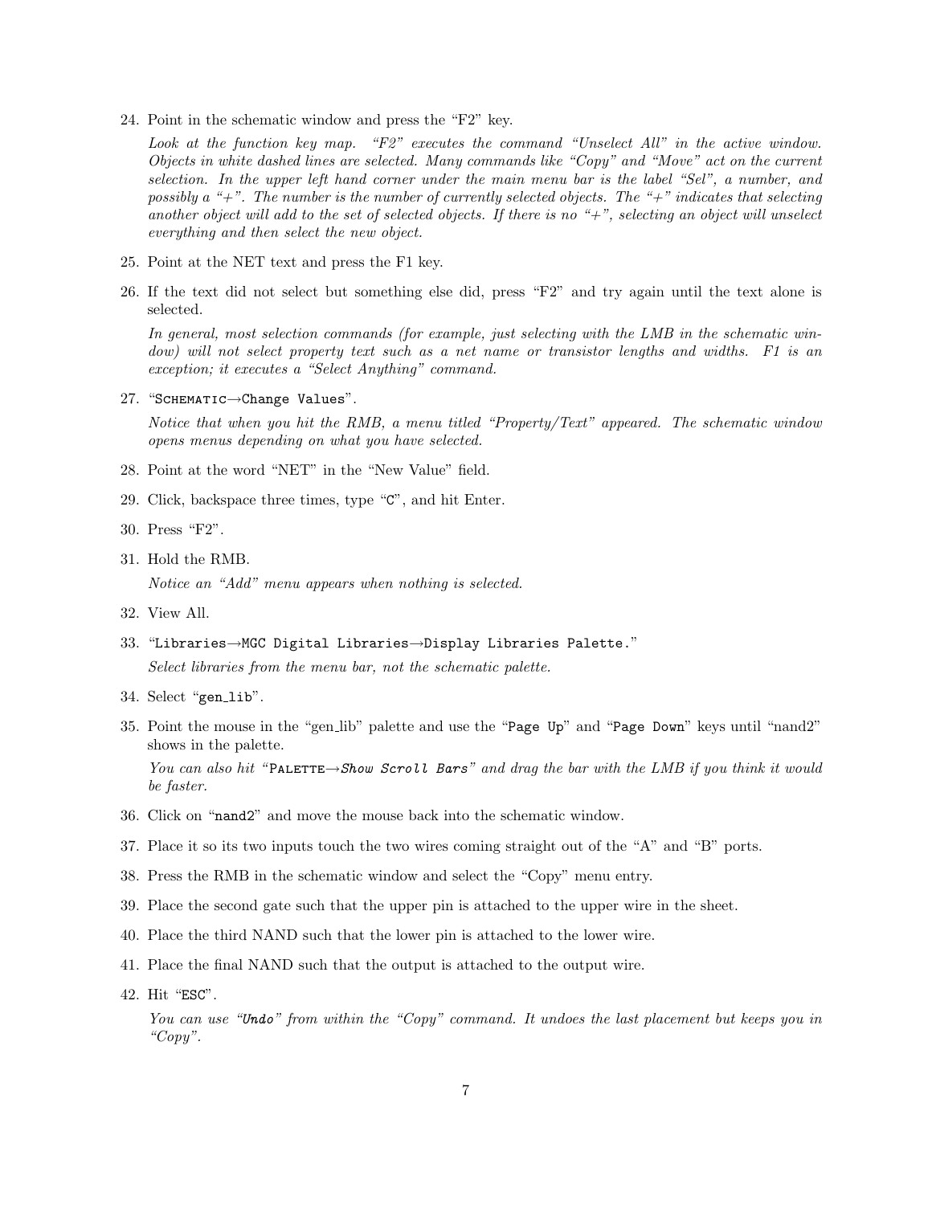24. Point in the schematic window and press the "F2" key.

    *Look at the function key map. "F2" executes the command "Unselect All" in the active window. Objects in white dashed lines are selected. Many commands like "Copy" and "Move" act on the current selection. In the upper left hand corner under the main menu bar is the label "Sel", a number, and possibly a "+". The number is the number of currently selected objects. The "+" indicates that selecting another object will add to the set of selected objects. If there is no "+", selecting an object will unselect everything and then select the new object.*

25. Point at the NET text and press the F1 key.

26. If the text did not select but something else did, press "F2" and try again until the text alone is selected.

    *In general, most selection commands (for example, just selecting with the LMB in the schematic window) will not select property text such as a net name or transistor lengths and widths. F1 is an exception; it executes a "Select Anything" command.*

27. "SCHEMATIC→`Change Values`".

    *Notice that when you hit the RMB, a menu titled "Property/Text" appeared. The schematic window opens menus depending on what you have selected.*

28. Point at the word "NET" in the "New Value" field.

29. Click, backspace three times, type "`C`", and hit Enter.

30. Press "F2".

31. Hold the RMB.

    *Notice an "Add" menu appears when nothing is selected.*

32. View All.

33. "`Libraries→MGC Digital Libraries→Display Libraries Palette.`"

    *Select libraries from the menu bar, not the schematic palette.*

34. Select "`gen_lib`".

35. Point the mouse in the "gen_lib" palette and use the "`Page Up`" and "`Page Down`" keys until "nand2" shows in the palette.

    *You can also hit "PALETTE→`Show Scroll Bars`" and drag the bar with the LMB if you think it would be faster.*

36. Click on "`nand2`" and move the mouse back into the schematic window.

37. Place it so its two inputs touch the two wires coming straight out of the "A" and "B" ports.

38. Press the RMB in the schematic window and select the "Copy" menu entry.

39. Place the second gate such that the upper pin is attached to the upper wire in the sheet.

40. Place the third NAND such that the lower pin is attached to the lower wire.

41. Place the final NAND such that the output is attached to the output wire.

42. Hit "`ESC`".

    *You can use "`Undo`" from within the "Copy" command. It undoes the last placement but keeps you in "Copy".*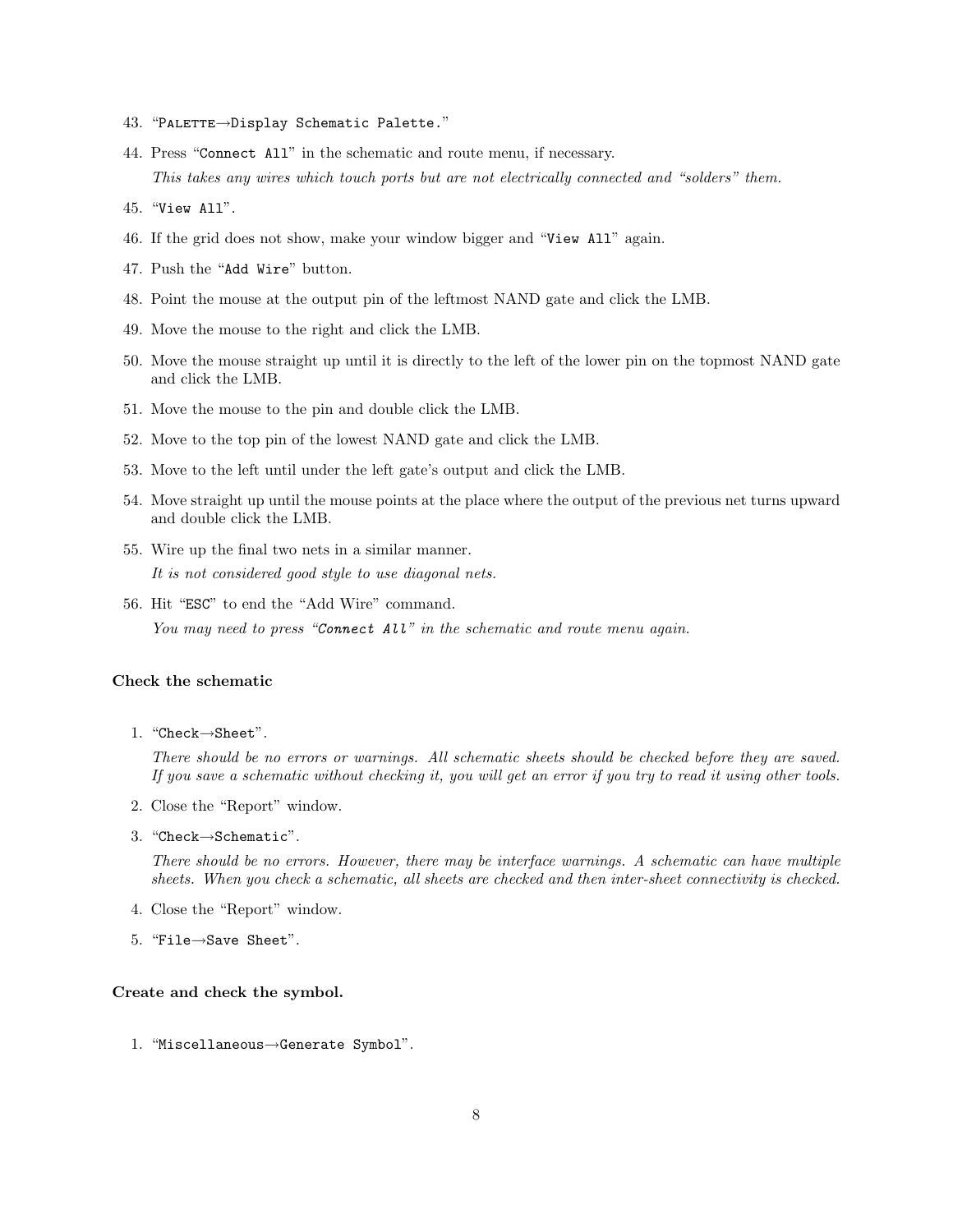43. "PALETTE→Display Schematic Palette."

44. Press "Connect All" in the schematic and route menu, if necessary.

    *This takes any wires which touch ports but are not electrically connected and "solders" them.*

45. "View All".

46. If the grid does not show, make your window bigger and "View All" again.

47. Push the "Add Wire" button.

48. Point the mouse at the output pin of the leftmost NAND gate and click the LMB.

49. Move the mouse to the right and click the LMB.

50. Move the mouse straight up until it is directly to the left of the lower pin on the topmost NAND gate and click the LMB.

51. Move the mouse to the pin and double click the LMB.

52. Move to the top pin of the lowest NAND gate and click the LMB.

53. Move to the left until under the left gate's output and click the LMB.

54. Move straight up until the mouse points at the place where the output of the previous net turns upward and double click the LMB.

55. Wire up the final two nets in a similar manner.

    *It is not considered good style to use diagonal nets.*

56. Hit "ESC" to end the "Add Wire" command.

    *You may need to press "Connect All" in the schematic and route menu again.*

### Check the schematic

1. "Check→Sheet".

   *There should be no errors or warnings. All schematic sheets should be checked before they are saved. If you save a schematic without checking it, you will get an error if you try to read it using other tools.*

2. Close the "Report" window.

3. "Check→Schematic".

   *There should be no errors. However, there may be interface warnings. A schematic can have multiple sheets. When you check a schematic, all sheets are checked and then inter-sheet connectivity is checked.*

4. Close the "Report" window.

5. "File→Save Sheet".

### Create and check the symbol.

1. "Miscellaneous→Generate Symbol".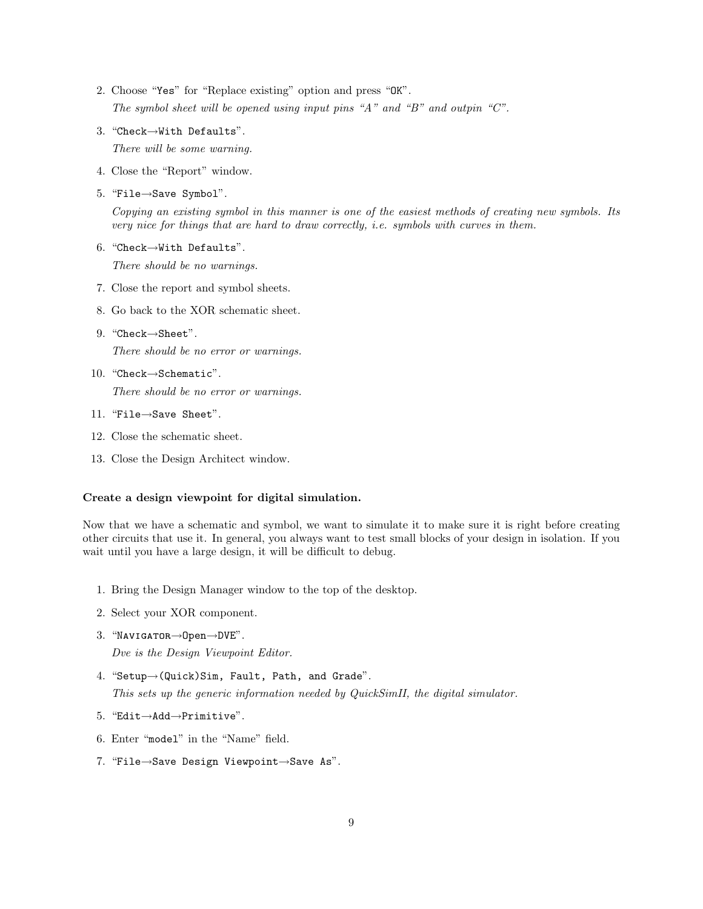2. Choose "`Yes`" for "Replace existing" option and press "`OK`".

   *The symbol sheet will be opened using input pins "A" and "B" and outpin "C".*

3. "`Check→With Defaults`".

   *There will be some warning.*

4. Close the "Report" window.

5. "`File→Save Symbol`".

   *Copying an existing symbol in this manner is one of the easiest methods of creating new symbols. Its very nice for things that are hard to draw correctly, i.e. symbols with curves in them.*

6. "`Check→With Defaults`".

   *There should be no warnings.*

7. Close the report and symbol sheets.

8. Go back to the XOR schematic sheet.

9. "`Check→Sheet`".

   *There should be no error or warnings.*

10. "`Check→Schematic`".

    *There should be no error or warnings.*

11. "`File→Save Sheet`".

12. Close the schematic sheet.

13. Close the Design Architect window.

**Create a design viewpoint for digital simulation.**

Now that we have a schematic and symbol, we want to simulate it to make sure it is right before creating other circuits that use it. In general, you always want to test small blocks of your design in isolation. If you wait until you have a large design, it will be difficult to debug.

1. Bring the Design Manager window to the top of the desktop.

2. Select your XOR component.

3. "`NAVIGATOR→Open→DVE`".

   *Dve is the Design Viewpoint Editor.*

4. "`Setup→(Quick)Sim, Fault, Path, and Grade`".

   *This sets up the generic information needed by QuickSimII, the digital simulator.*

5. "`Edit→Add→Primitive`".

6. Enter "`model`" in the "Name" field.

7. "`File→Save Design Viewpoint→Save As`".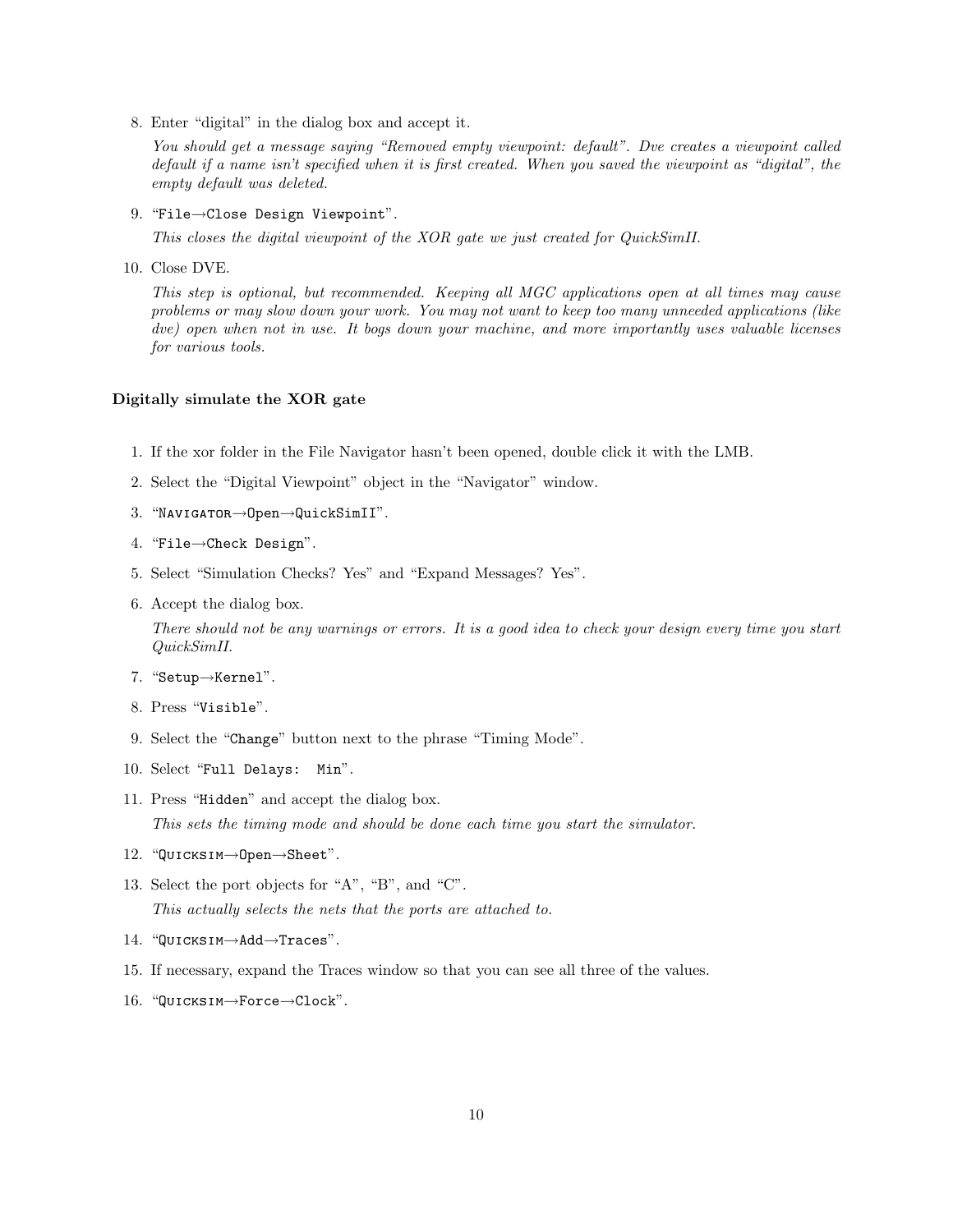8. Enter “digital” in the dialog box and accept it.

   *You should get a message saying “Removed empty viewpoint: default”. Dve creates a viewpoint called default if a name isn’t specified when it is first created. When you saved the viewpoint as “digital”, the empty default was deleted.*

9. “`File`→`Close Design Viewpoint`”.

   *This closes the digital viewpoint of the XOR gate we just created for QuickSimII.*

10. Close DVE.

    *This step is optional, but recommended. Keeping all MGC applications open at all times may cause problems or may slow down your work. You may not want to keep too many unneeded applications (like dve) open when not in use. It bogs down your machine, and more importantly uses valuable licenses for various tools.*

### Digitally simulate the XOR gate

1. If the xor folder in the File Navigator hasn’t been opened, double click it with the LMB.
2. Select the “Digital Viewpoint” object in the “Navigator” window.
3. “NAVIGATOR→`Open`→`QuickSimII`”.
4. “`File`→`Check Design`”.
5. Select “Simulation Checks? Yes” and “Expand Messages? Yes”.
6. Accept the dialog box.

   *There should not be any warnings or errors. It is a good idea to check your design every time you start QuickSimII.*

7. “`Setup`→`Kernel`”.
8. Press “`Visible`”.
9. Select the “`Change`” button next to the phrase “Timing Mode”.
10. Select “`Full Delays:  Min`”.
11. Press “`Hidden`” and accept the dialog box.

    *This sets the timing mode and should be done each time you start the simulator.*

12. “QUICKSIM→`Open`→`Sheet`”.
13. Select the port objects for “A”, “B”, and “C”.

    *This actually selects the nets that the ports are attached to.*

14. “QUICKSIM→`Add`→`Traces`”.
15. If necessary, expand the Traces window so that you can see all three of the values.
16. “QUICKSIM→`Force`→`Clock`”.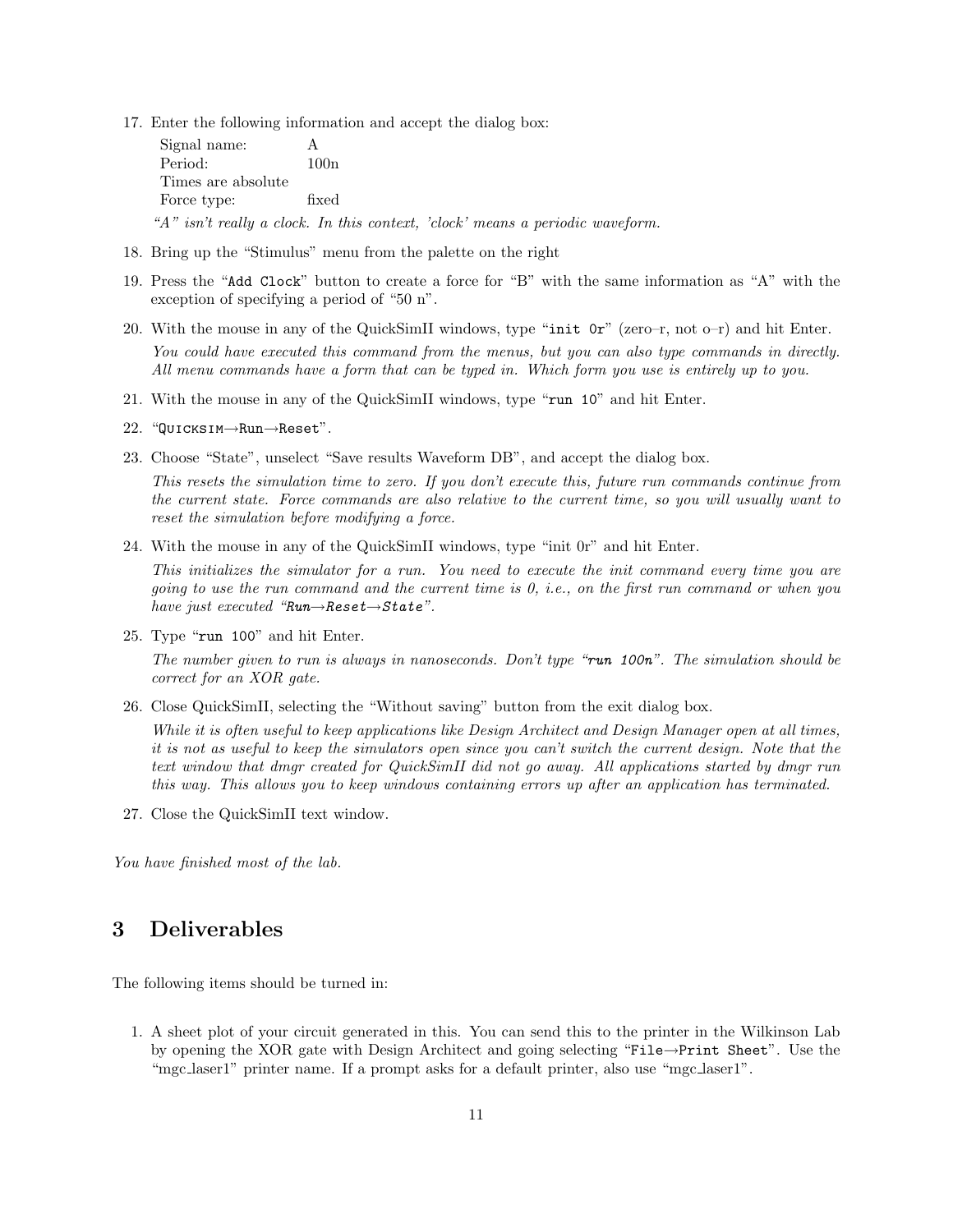17. Enter the following information and accept the dialog box:

    Signal name: A
    Period: 100n
    Times are absolute
    Force type: fixed

    *"A" isn't really a clock. In this context, 'clock' means a periodic waveform.*

18. Bring up the "Stimulus" menu from the palette on the right

19. Press the "`Add Clock`" button to create a force for "B" with the same information as "A" with the exception of specifying a period of "50 n".

20. With the mouse in any of the QuickSimII windows, type "`init 0r`" (zero–r, not o–r) and hit Enter.

    *You could have executed this command from the menus, but you can also type commands in directly. All menu commands have a form that can be typed in. Which form you use is entirely up to you.*

21. With the mouse in any of the QuickSimII windows, type "`run 10`" and hit Enter.

22. "`QUICKSIM→Run→Reset`".

23. Choose "State", unselect "Save results Waveform DB", and accept the dialog box.

    *This resets the simulation time to zero. If you don't execute this, future run commands continue from the current state. Force commands are also relative to the current time, so you will usually want to reset the simulation before modifying a force.*

24. With the mouse in any of the QuickSimII windows, type "init 0r" and hit Enter.

    *This initializes the simulator for a run. You need to execute the init command every time you are going to use the run command and the current time is 0, i.e., on the first run command or when you have just executed "`Run→Reset→State`".*

25. Type "`run 100`" and hit Enter.

    *The number given to run is always in nanoseconds. Don't type "`run 100n`". The simulation should be correct for an XOR gate.*

26. Close QuickSimII, selecting the "Without saving" button from the exit dialog box.

    *While it is often useful to keep applications like Design Architect and Design Manager open at all times, it is not as useful to keep the simulators open since you can't switch the current design. Note that the text window that dmgr created for QuickSimII did not go away. All applications started by dmgr run this way. This allows you to keep windows containing errors up after an application has terminated.*

27. Close the QuickSimII text window.

*You have finished most of the lab.*

## 3 Deliverables

The following items should be turned in:

1. A sheet plot of your circuit generated in this. You can send this to the printer in the Wilkinson Lab by opening the XOR gate with Design Architect and going selecting "`File→Print Sheet`". Use the "mgc_laser1" printer name. If a prompt asks for a default printer, also use "mgc_laser1".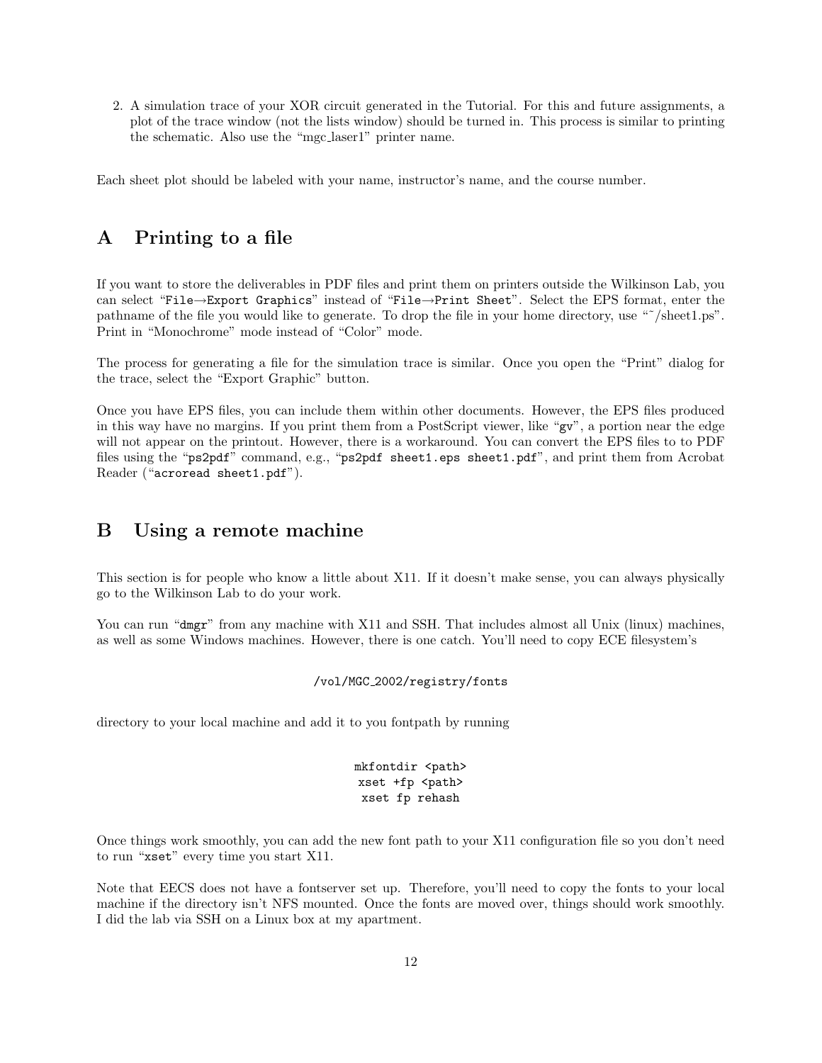2. A simulation trace of your XOR circuit generated in the Tutorial. For this and future assignments, a plot of the trace window (not the lists window) should be turned in. This process is similar to printing the schematic. Also use the "mgc_laser1" printer name.

Each sheet plot should be labeled with your name, instructor's name, and the course number.

# A Printing to a file

If you want to store the deliverables in PDF files and print them on printers outside the Wilkinson Lab, you can select "`File→Export Graphics`" instead of "`File→Print Sheet`". Select the EPS format, enter the pathname of the file you would like to generate. To drop the file in your home directory, use "~/sheet1.ps". Print in "Monochrome" mode instead of "Color" mode.

The process for generating a file for the simulation trace is similar. Once you open the "Print" dialog for the trace, select the "Export Graphic" button.

Once you have EPS files, you can include them within other documents. However, the EPS files produced in this way have no margins. If you print them from a PostScript viewer, like "`gv`", a portion near the edge will not appear on the printout. However, there is a workaround. You can convert the EPS files to to PDF files using the "`ps2pdf`" command, e.g., "`ps2pdf sheet1.eps sheet1.pdf`", and print them from Acrobat Reader ("`acroread sheet1.pdf`").

# B Using a remote machine

This section is for people who know a little about X11. If it doesn't make sense, you can always physically go to the Wilkinson Lab to do your work.

You can run "`dmgr`" from any machine with X11 and SSH. That includes almost all Unix (linux) machines, as well as some Windows machines. However, there is one catch. You'll need to copy ECE filesystem's

```
/vol/MGC_2002/registry/fonts
```

directory to your local machine and add it to you fontpath by running

```
mkfontdir <path>
xset +fp <path>
xset fp rehash
```

Once things work smoothly, you can add the new font path to your X11 configuration file so you don't need to run "`xset`" every time you start X11.

Note that EECS does not have a fontserver set up. Therefore, you'll need to copy the fonts to your local machine if the directory isn't NFS mounted. Once the fonts are moved over, things should work smoothly. I did the lab via SSH on a Linux box at my apartment.